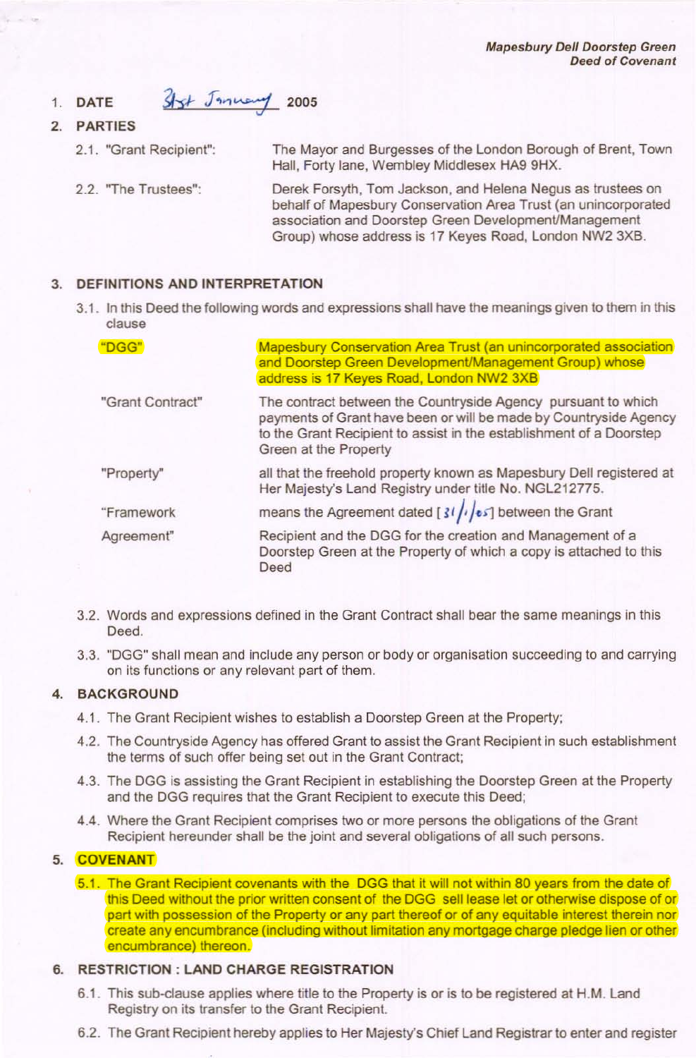*Mapesbury Dell Doorstep Green*
*Deed of Covenant*

1. **DATE** 31st January 2005

2. **PARTIES**

   2.1. "Grant Recipient": The Mayor and Burgesses of the London Borough of Brent, Town Hall, Forty lane, Wembley Middlesex HA9 9HX.

   2.2. "The Trustees": Derek Forsyth, Tom Jackson, and Helena Negus as trustees on behalf of Mapesbury Conservation Area Trust (an unincorporated association and Doorstep Green Development/Management Group) whose address is 17 Keyes Road, London NW2 3XB.

3. **DEFINITIONS AND INTERPRETATION**

   3.1. In this Deed the following words and expressions shall have the meanings given to them in this clause

| | |
|---|---|
| "DGG" | Mapesbury Conservation Area Trust (an unincorporated association and Doorstep Green Development/Management Group) whose address is 17 Keyes Road, London NW2 3XB |
| "Grant Contract" | The contract between the Countryside Agency pursuant to which payments of Grant have been or will be made by Countryside Agency to the Grant Recipient to assist in the establishment of a Doorstep Green at the Property |
| "Property" | all that the freehold property known as Mapesbury Dell registered at Her Majesty's Land Registry under title No. NGL212775. |
| "Framework Agreement" | means the Agreement dated [31/1/05] between the Grant Recipient and the DGG for the creation and Management of a Doorstep Green at the Property of which a copy is attached to this Deed |

   3.2. Words and expressions defined in the Grant Contract shall bear the same meanings in this Deed.

   3.3. "DGG" shall mean and include any person or body or organisation succeeding to and carrying on its functions or any relevant part of them.

4. **BACKGROUND**

   4.1. The Grant Recipient wishes to establish a Doorstep Green at the Property;

   4.2. The Countryside Agency has offered Grant to assist the Grant Recipient in such establishment the terms of such offer being set out in the Grant Contract;

   4.3. The DGG is assisting the Grant Recipient in establishing the Doorstep Green at the Property and the DGG requires that the Grant Recipient to execute this Deed;

   4.4. Where the Grant Recipient comprises two or more persons the obligations of the Grant Recipient hereunder shall be the joint and several obligations of all such persons.

5. **COVENANT**

   5.1. The Grant Recipient covenants with the DGG that it will not within 80 years from the date of this Deed without the prior written consent of the DGG sell lease let or otherwise dispose of or part with possession of the Property or any part thereof or of any equitable interest therein nor create any encumbrance (including without limitation any mortgage charge pledge lien or other encumbrance) thereon.

6. **RESTRICTION : LAND CHARGE REGISTRATION**

   6.1. This sub-clause applies where title to the Property is or is to be registered at H.M. Land Registry on its transfer to the Grant Recipient.

   6.2. The Grant Recipient hereby applies to Her Majesty's Chief Land Registrar to enter and register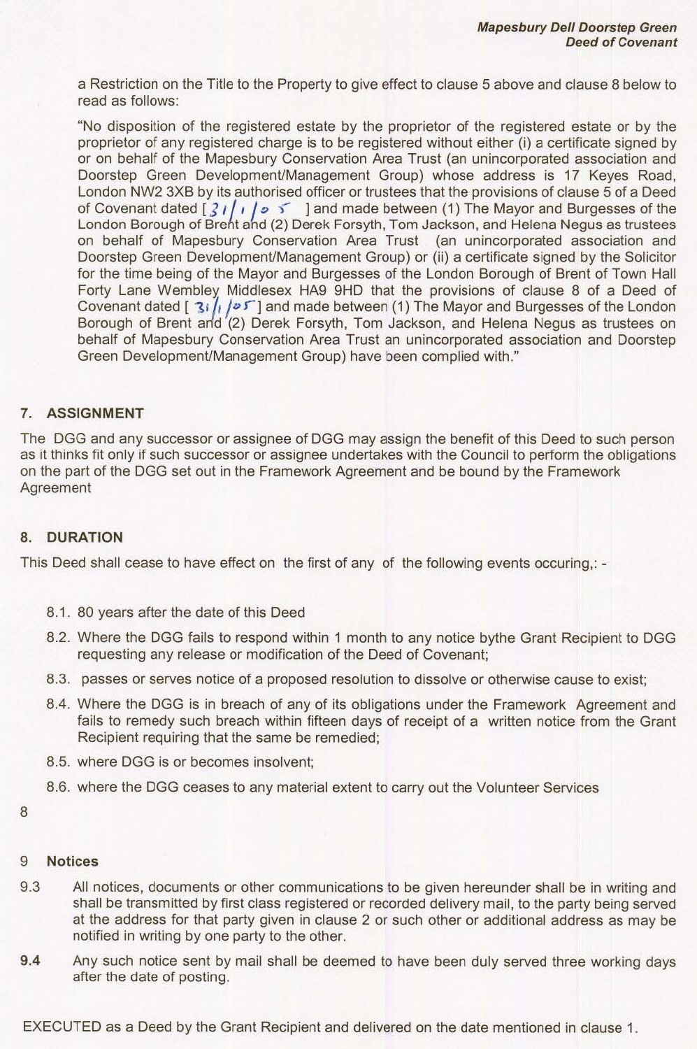a Restriction on the Title to the Property to give effect to clause 5 above and clause 8 below to read as follows:

"No disposition of the registered estate by the proprietor of the registered estate or by the proprietor of any registered charge is to be registered without either (i) a certificate signed by or on behalf of the Mapesbury Conservation Area Trust (an unincorporated association and Doorstep Green Development/Management Group) whose address is 17 Keyes Road, London NW2 3XB by its authorised officer or trustees that the provisions of clause 5 of a Deed of Covenant dated [31/1/05 ] and made between (1) The Mayor and Burgesses of the London Borough of Brent and (2) Derek Forsyth, Tom Jackson, and Helena Negus as trustees on behalf of Mapesbury Conservation Area Trust (an unincorporated association and Doorstep Green Development/Management Group) or (ii) a certificate signed by the Solicitor for the time being of the Mayor and Burgesses of the London Borough of Brent of Town Hall Forty Lane Wembley Middlesex HA9 9HD that the provisions of clause 8 of a Deed of Covenant dated [ 31/1/05] and made between (1) The Mayor and Burgesses of the London Borough of Brent and (2) Derek Forsyth, Tom Jackson, and Helena Negus as trustees on behalf of Mapesbury Conservation Area Trust an unincorporated association and Doorstep Green Development/Management Group) have been complied with."

## 7. ASSIGNMENT

The DGG and any successor or assignee of DGG may assign the benefit of this Deed to such person as it thinks fit only if such successor or assignee undertakes with the Council to perform the obligations on the part of the DGG set out in the Framework Agreement and be bound by the Framework Agreement

## 8. DURATION

This Deed shall cease to have effect on the first of any of the following events occuring,: -

8.1. 80 years after the date of this Deed

8.2. Where the DGG fails to respond within 1 month to any notice bythe Grant Recipient to DGG requesting any release or modification of the Deed of Covenant;

8.3. passes or serves notice of a proposed resolution to dissolve or otherwise cause to exist;

8.4. Where the DGG is in breach of any of its obligations under the Framework Agreement and fails to remedy such breach within fifteen days of receipt of a written notice from the Grant Recipient requiring that the same be remedied;

8.5. where DGG is or becomes insolvent;

8.6. where the DGG ceases to any material extent to carry out the Volunteer Services

8

## 9 Notices

9.3 All notices, documents or other communications to be given hereunder shall be in writing and shall be transmitted by first class registered or recorded delivery mail, to the party being served at the address for that party given in clause 2 or such other or additional address as may be notified in writing by one party to the other.

**9.4** Any such notice sent by mail shall be deemed to have been duly served three working days after the date of posting.

EXECUTED as a Deed by the Grant Recipient and delivered on the date mentioned in clause 1.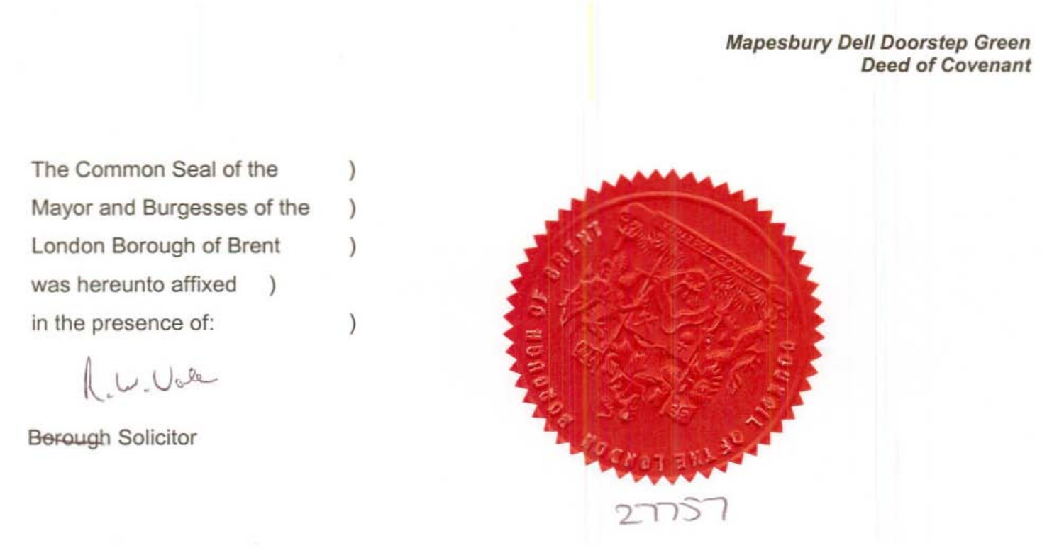The Common Seal of the )
Mayor and Burgesses of the )
London Borough of Brent )
was hereunto affixed )
in the presence of: )

R. W. Vole

~~Borough~~ Solicitor

27757